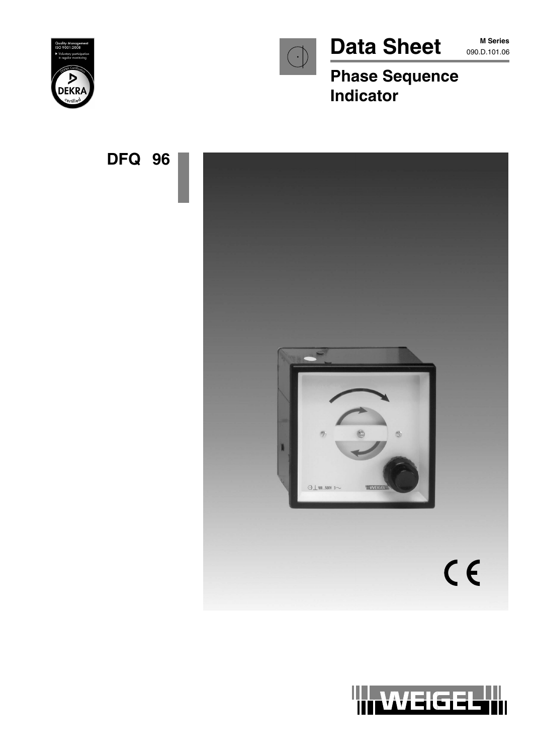# Data Sheet

**M Series**
090.D.101.06

## Phase Sequence Indicator

# DFQ 96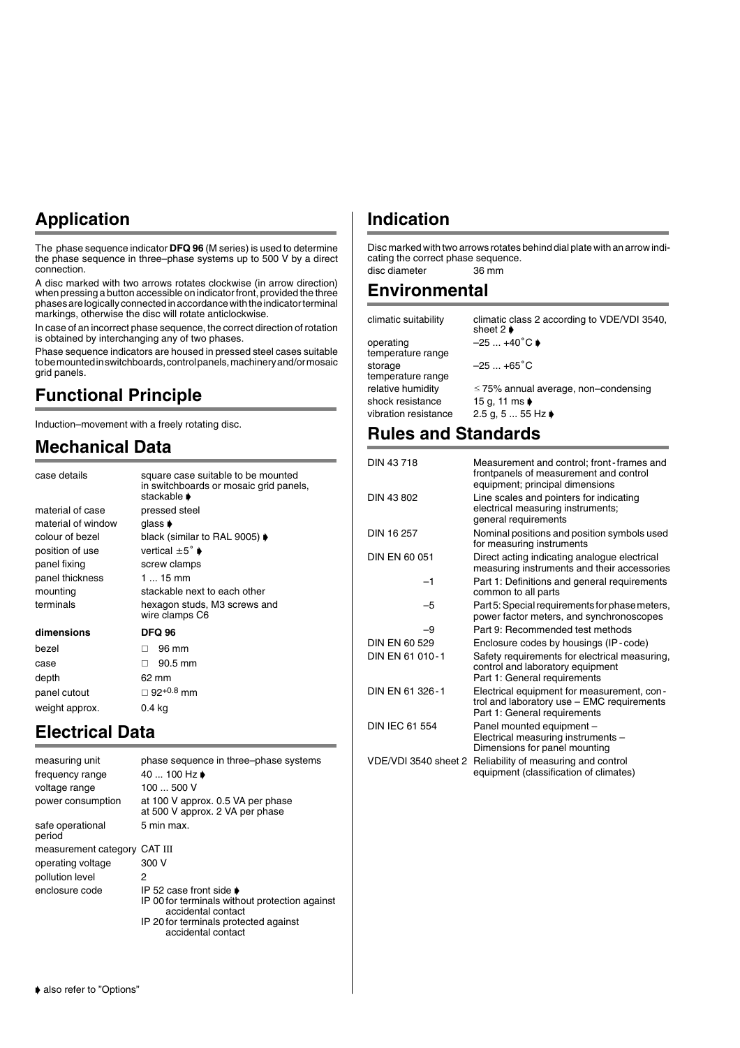## Application

The phase sequence indicator **DFQ 96** (M series) is used to determine the phase sequence in three–phase systems up to 500 V by a direct connection.

A disc marked with two arrows rotates clockwise (in arrow direction) when pressing a button accessible on indicator front, provided the three phases are logically connected in accordance with the indicator terminal markings, otherwise the disc will rotate anticlockwise.

In case of an incorrect phase sequence, the correct direction of rotation is obtained by interchanging any of two phases.

Phase sequence indicators are housed in pressed steel cases suitable to be mounted in switchboards, control panels, machinery and/or mosaic grid panels.

## Functional Principle

Induction–movement with a freely rotating disc.

## Mechanical Data

| | |
|---|---|
| case details | square case suitable to be mounted in switchboards or mosaic grid panels, stackable ➧ |
| material of case | pressed steel |
| material of window | glass ➧ |
| colour of bezel | black (similar to RAL 9005) ➧ |
| position of use | vertical ±5˚ ➧ |
| panel fixing | screw clamps |
| panel thickness | 1 ... 15 mm |
| mounting | stackable next to each other |
| terminals | hexagon studs, M3 screws and wire clamps C6 |

| **dimensions** | **DFQ 96** |
|---|---|
| bezel | □ 96 mm |
| case | □ 90.5 mm |
| depth | 62 mm |
| panel cutout | □ $92^{+0.8}$ mm |
| weight approx. | 0.4 kg |

## Electrical Data

| | |
|---|---|
| measuring unit | phase sequence in three–phase systems |
| frequency range | 40 ... 100 Hz ➧ |
| voltage range | 100 ... 500 V |
| power consumption | at 100 V approx. 0.5 VA per phase<br>at 500 V approx. 2 VA per phase |
| safe operational period | 5 min max. |
| measurement category | CAT III |
| operating voltage | 300 V |
| pollution level | 2 |
| enclosure code | IP 52 case front side ➧<br>IP 00 for terminals without protection against accidental contact<br>IP 20 for terminals protected against accidental contact |

## Indication

Disc marked with two arrows rotates behind dial plate with an arrow indicating the correct phase sequence.

disc diameter 36 mm

## Environmental

| | |
|---|---|
| climatic suitability | climatic class 2 according to VDE/VDI 3540, sheet 2 ➧ |
| operating temperature range | –25 ... +40˚C ➧ |
| storage temperature range | –25 ... +65˚C |
| relative humidity | ≤ 75% annual average, non–condensing |
| shock resistance | 15 g, 11 ms ➧ |
| vibration resistance | 2.5 g, 5 ... 55 Hz ➧ |

## Rules and Standards

| | |
|---|---|
| DIN 43 718 | Measurement and control; front-frames and frontpanels of measurement and control equipment; principal dimensions |
| DIN 43 802 | Line scales and pointers for indicating electrical measuring instruments; general requirements |
| DIN 16 257 | Nominal positions and position symbols used for measuring instruments |
| DIN EN 60 051 | Direct acting indicating analogue electrical measuring instruments and their accessories |
| –1 | Part 1: Definitions and general requirements common to all parts |
| –5 | Part 5: Special requirements for phase meters, power factor meters, and synchronoscopes |
| –9 | Part 9: Recommended test methods |
| DIN EN 60 529 | Enclosure codes by housings (IP-code) |
| DIN EN 61 010-1 | Safety requirements for electrical measuring, control and laboratory equipment Part 1: General requirements |
| DIN EN 61 326-1 | Electrical equipment for measurement, control and laboratory use – EMC requirements Part 1: General requirements |
| DIN IEC 61 554 | Panel mounted equipment – Electrical measuring instruments – Dimensions for panel mounting |
| VDE/VDI 3540 sheet 2 | Reliability of measuring and control equipment (classification of climates) |

➧ also refer to "Options"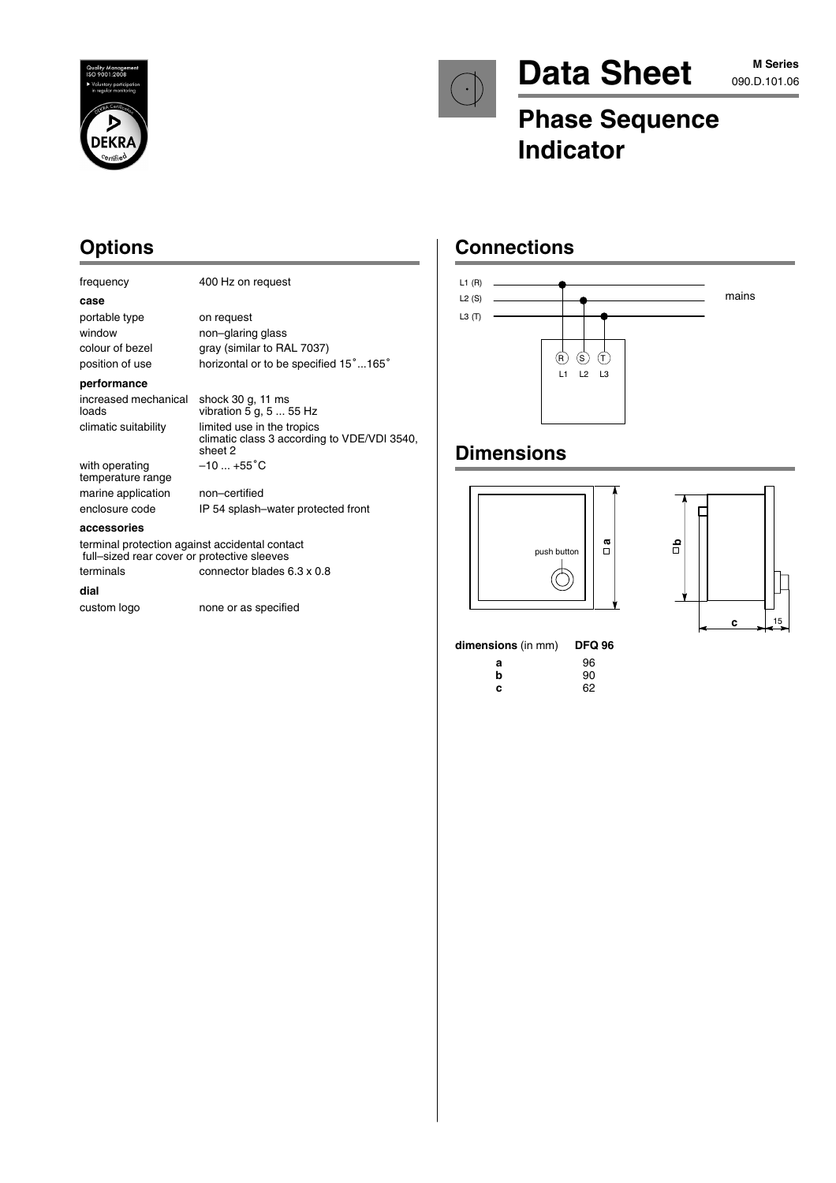# Data Sheet

**M Series**
090.D.101.06

## Phase Sequence Indicator

## Options

| | |
|---|---|
| frequency | 400 Hz on request |
| **case** | |
| portable type | on request |
| window | non–glaring glass |
| colour of bezel | gray (similar to RAL 7037) |
| position of use | horizontal or to be specified 15˚...165˚ |
| **performance** | |
| increased mechanical loads | shock 30 g, 11 ms<br>vibration 5 g, 5 ... 55 Hz |
| climatic suitability | limited use in the tropics<br>climatic class 3 according to VDE/VDI 3540, sheet 2 |
| with operating temperature range | –10 ... +55˚C |
| marine application | non–certified |
| enclosure code | IP 54 splash–water protected front |
| **accessories** | |
| terminal protection against accidental contact<br>full–sized rear cover or protective sleeves | |
| terminals | connector blades 6.3 x 0.8 |
| **dial** | |
| custom logo | none or as specified |

## Connections

L1 (R)
L2 (S)
L3 (T)
mains
R S T
L1 L2 L3

## Dimensions

push button
□a
□b
c
15

| **dimensions** (in mm) | **DFQ 96** |
|---|---|
| **a** | 96 |
| **b** | 90 |
| **c** | 62 |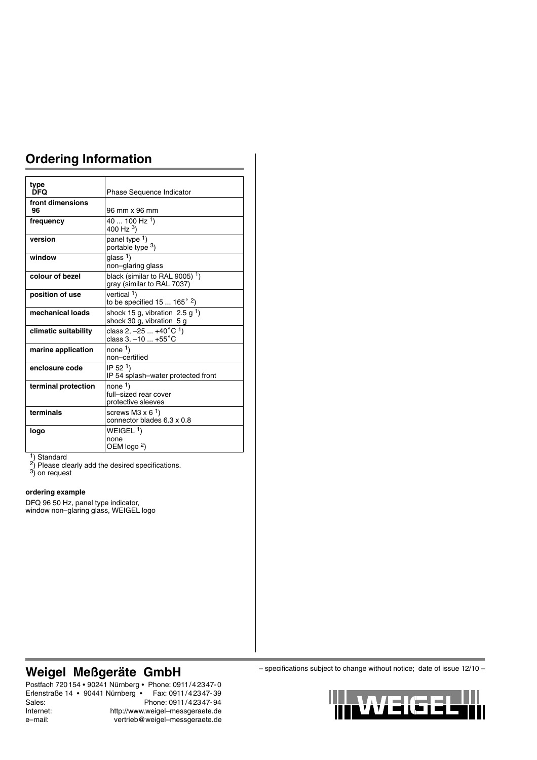## Ordering Information

| | |
|---|---|
| **type**<br>**DFQ** | Phase Sequence Indicator |
| **front dimensions**<br>**96** | 96 mm x 96 mm |
| **frequency** | 40 ... 100 Hz [1]<br>400 Hz [3] |
| **version** | panel type [1]<br>portable type [3] |
| **window** | glass [1]<br>non–glaring glass |
| **colour of bezel** | black (similar to RAL 9005) [1]<br>gray (similar to RAL 7037) |
| **position of use** | vertical [1]<br>to be specified 15 ... 165° [2] |
| **mechanical loads** | shock 15 g, vibration 2.5 g [1]<br>shock 30 g, vibration 5 g |
| **climatic suitability** | class 2, –25 ... +40°C [1]<br>class 3, –10 ... +55°C |
| **marine application** | none [1]<br>non–certified |
| **enclosure code** | IP 52 [1]<br>IP 54 splash–water protected front |
| **terminal protection** | none [1]<br>full–sized rear cover<br>protective sleeves |
| **terminals** | screws M3 x 6 [1]<br>connector blades 6.3 x 0.8 |
| **logo** | WEIGEL [1]<br>none<br>OEM logo [2] |

[1]) Standard
[2]) Please clearly add the desired specifications.
[3]) on request

**ordering example**

DFQ 96 50 Hz, panel type indicator,
window non–glaring glass, WEIGEL logo

## Weigel Meßgeräte GmbH

Postfach 720 154 • 90241 Nürnberg • Phone: 0911 / 4 23 47 - 0
Erlenstraße 14 • 90441 Nürnberg • Fax: 0911 / 4 23 47 - 39
Sales: Phone: 0911 / 4 23 47 - 94
Internet: http://www.weigel–messgeraete.de
e–mail: vertrieb@weigel–messgeraete.de

– specifications subject to change without notice; date of issue 12/10 –

WEIGEL